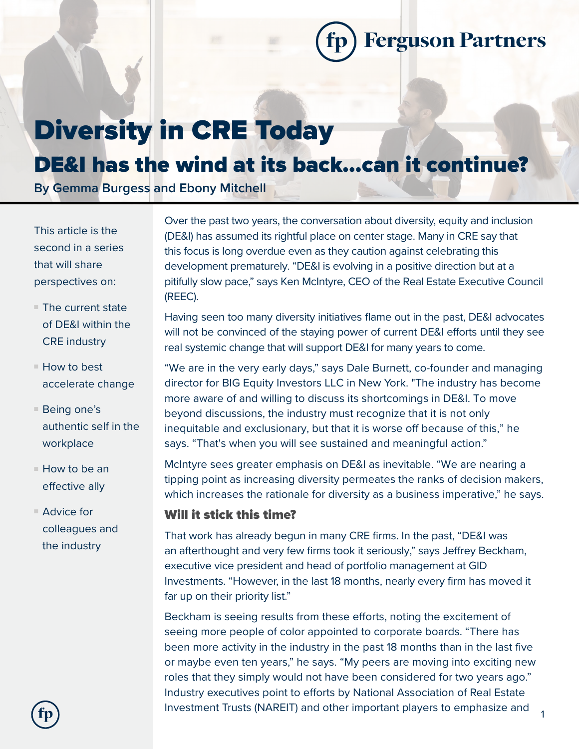Ferguson Partners

# Diversity in CRE Today

## DE&I has the wind at its back…can it continue?

**By Gemma Burgess and Ebony Mitchell**

This article is the second in a series that will share perspectives on:

- The current state of DE&I within the CRE industry
- How to best accelerate change
- Being one's authentic self in the workplace
- How to be an effective ally
- Advice for colleagues and the industry

Over the past two years, the conversation about diversity, equity and inclusion (DE&I) has assumed its rightful place on center stage. Many in CRE say that this focus is long overdue even as they caution against celebrating this development prematurely. "DE&I is evolving in a positive direction but at a pitifully slow pace," says Ken McIntyre, CEO of the Real Estate Executive Council (REEC).

Having seen too many diversity initiatives flame out in the past, DE&I advocates will not be convinced of the staying power of current DE&I efforts until they see real systemic change that will support DE&I for many years to come.

"We are in the very early days," says Dale Burnett, co-founder and managing director for BIG Equity Investors LLC in New York. "The industry has become more aware of and willing to discuss its shortcomings in DE&I. To move beyond discussions, the industry must recognize that it is not only inequitable and exclusionary, but that it is worse off because of this," he says. "That's when you will see sustained and meaningful action."

McIntyre sees greater emphasis on DE&I as inevitable. "We are nearing a tipping point as increasing diversity permeates the ranks of decision makers, which increases the rationale for diversity as a business imperative," he says.

### Will it stick this time?

That work has already begun in many CRE firms. In the past, "DE&I was an afterthought and very few firms took it seriously," says Jeffrey Beckham, executive vice president and head of portfolio management at GID Investments. "However, in the last 18 months, nearly every firm has moved it far up on their priority list."

Beckham is seeing results from these efforts, noting the excitement of seeing more people of color appointed to corporate boards. "There has been more activity in the industry in the past 18 months than in the last five or maybe even ten years," he says. "My peers are moving into exciting new roles that they simply would not have been considered for two years ago." Industry executives point to efforts by National Association of Real Estate Investment Trusts (NAREIT) and other important players to emphasize and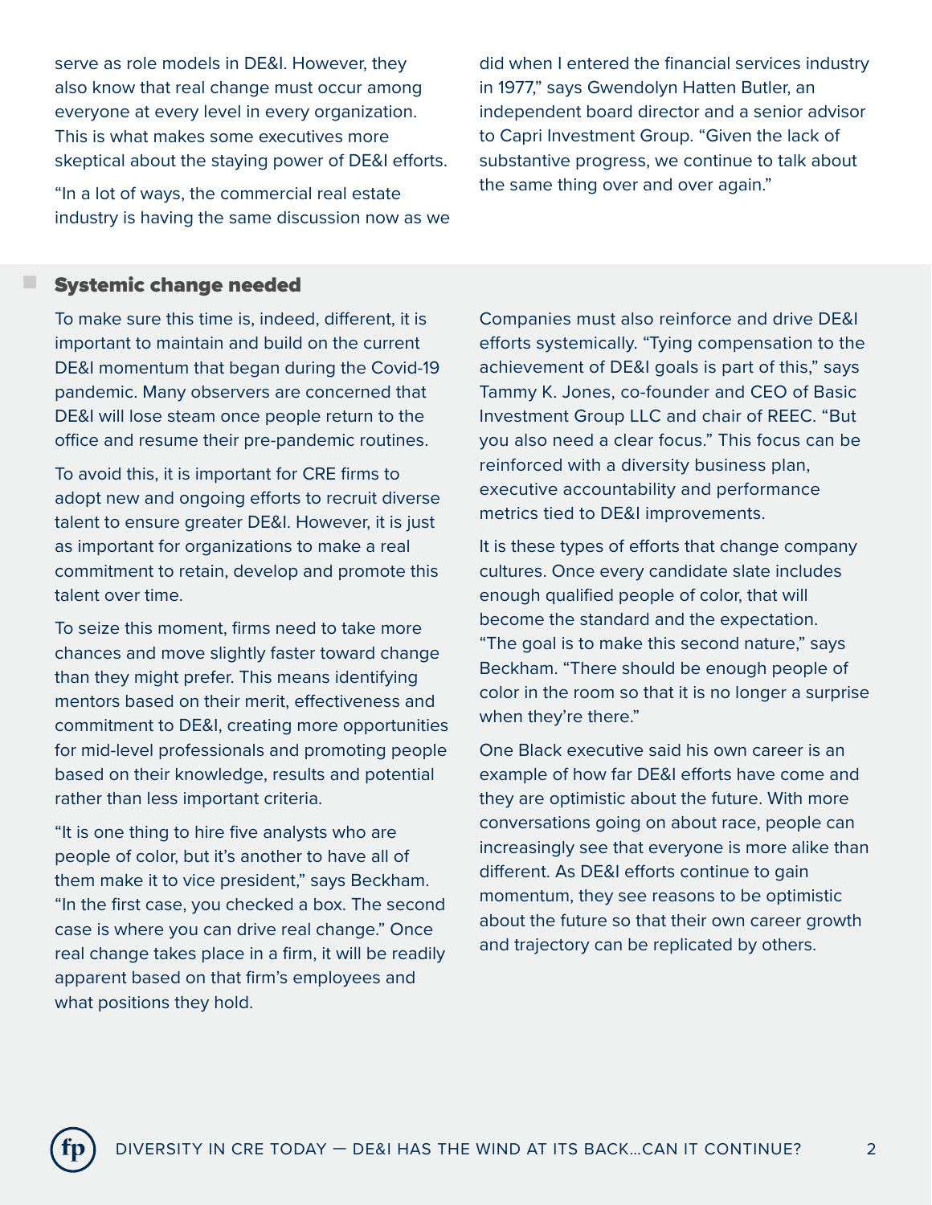serve as role models in DE&I. However, they also know that real change must occur among everyone at every level in every organization. This is what makes some executives more skeptical about the staying power of DE&I efforts.

"In a lot of ways, the commercial real estate industry is having the same discussion now as we did when I entered the financial services industry in 1977," says Gwendolyn Hatten Butler, an independent board director and a senior advisor to Capri Investment Group. "Given the lack of substantive progress, we continue to talk about the same thing over and over again."

## Systemic change needed

To make sure this time is, indeed, different, it is important to maintain and build on the current DE&I momentum that began during the Covid-19 pandemic. Many observers are concerned that DE&I will lose steam once people return to the office and resume their pre-pandemic routines.

To avoid this, it is important for CRE firms to adopt new and ongoing efforts to recruit diverse talent to ensure greater DE&I. However, it is just as important for organizations to make a real commitment to retain, develop and promote this talent over time.

To seize this moment, firms need to take more chances and move slightly faster toward change than they might prefer. This means identifying mentors based on their merit, effectiveness and commitment to DE&I, creating more opportunities for mid-level professionals and promoting people based on their knowledge, results and potential rather than less important criteria.

"It is one thing to hire five analysts who are people of color, but it's another to have all of them make it to vice president," says Beckham. "In the first case, you checked a box. The second case is where you can drive real change." Once real change takes place in a firm, it will be readily apparent based on that firm's employees and what positions they hold.

Companies must also reinforce and drive DE&I efforts systemically. "Tying compensation to the achievement of DE&I goals is part of this," says Tammy K. Jones, co-founder and CEO of Basic Investment Group LLC and chair of REEC. "But you also need a clear focus." This focus can be reinforced with a diversity business plan, executive accountability and performance metrics tied to DE&I improvements.

It is these types of efforts that change company cultures. Once every candidate slate includes enough qualified people of color, that will become the standard and the expectation. "The goal is to make this second nature," says Beckham. "There should be enough people of color in the room so that it is no longer a surprise when they're there."

One Black executive said his own career is an example of how far DE&I efforts have come and they are optimistic about the future. With more conversations going on about race, people can increasingly see that everyone is more alike than different. As DE&I efforts continue to gain momentum, they see reasons to be optimistic about the future so that their own career growth and trajectory can be replicated by others.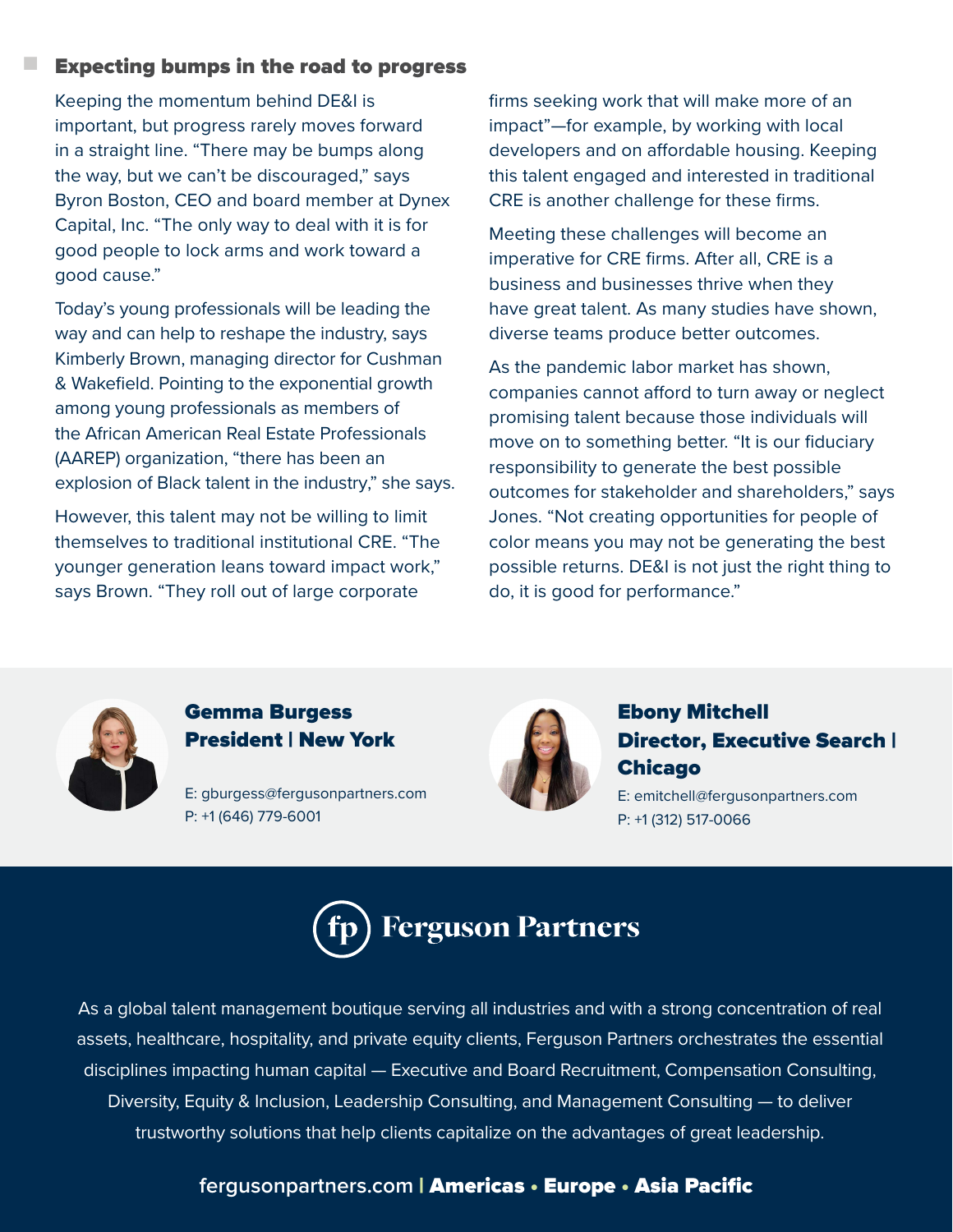## Expecting bumps in the road to progress

Keeping the momentum behind DE&I is important, but progress rarely moves forward in a straight line. "There may be bumps along the way, but we can't be discouraged," says Byron Boston, CEO and board member at Dynex Capital, Inc. "The only way to deal with it is for good people to lock arms and work toward a good cause."

Today's young professionals will be leading the way and can help to reshape the industry, says Kimberly Brown, managing director for Cushman & Wakefield. Pointing to the exponential growth among young professionals as members of the African American Real Estate Professionals (AAREP) organization, "there has been an explosion of Black talent in the industry," she says.

However, this talent may not be willing to limit themselves to traditional institutional CRE. "The younger generation leans toward impact work," says Brown. "They roll out of large corporate firms seeking work that will make more of an impact"—for example, by working with local developers and on affordable housing. Keeping this talent engaged and interested in traditional CRE is another challenge for these firms.

Meeting these challenges will become an imperative for CRE firms. After all, CRE is a business and businesses thrive when they have great talent. As many studies have shown, diverse teams produce better outcomes.

As the pandemic labor market has shown, companies cannot afford to turn away or neglect promising talent because those individuals will move on to something better. "It is our fiduciary responsibility to generate the best possible outcomes for stakeholder and shareholders," says Jones. "Not creating opportunities for people of color means you may not be generating the best possible returns. DE&I is not just the right thing to do, it is good for performance."

**Gemma Burgess**
**President | New York**

E: gburgess@fergusonpartners.com
P: +1 (646) 779-6001

**Ebony Mitchell**
**Director, Executive Search | Chicago**

E: emitchell@fergusonpartners.com
P: +1 (312) 517-0066

**Ferguson Partners**

As a global talent management boutique serving all industries and with a strong concentration of real assets, healthcare, hospitality, and private equity clients, Ferguson Partners orchestrates the essential disciplines impacting human capital — Executive and Board Recruitment, Compensation Consulting, Diversity, Equity & Inclusion, Leadership Consulting, and Management Consulting — to deliver trustworthy solutions that help clients capitalize on the advantages of great leadership.

fergusonpartners.com | **Americas • Europe • Asia Pacific**